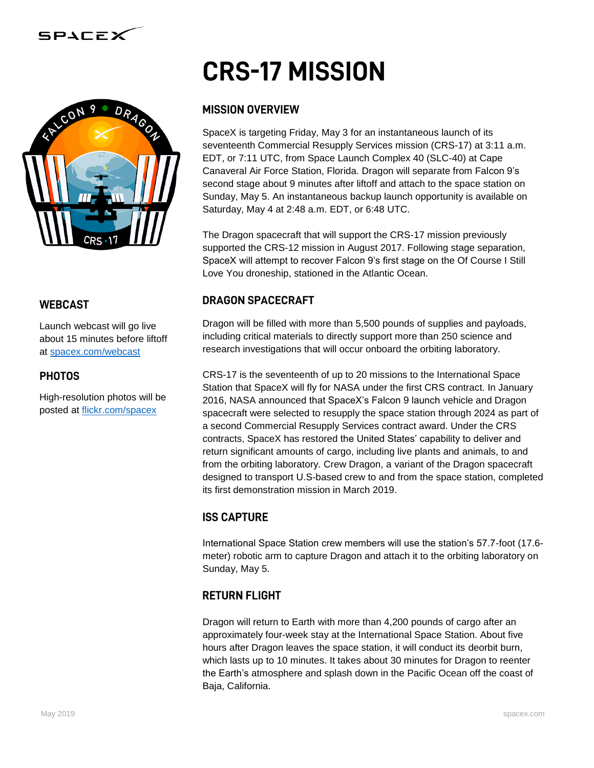# CRS-17 MISSION

## MISSION OVERVIEW

SpaceX is targeting Friday, May 3 for an instantaneous launch of its seventeenth Commercial Resupply Services mission (CRS-17) at 3:11 a.m. EDT, or 7:11 UTC, from Space Launch Complex 40 (SLC-40) at Cape Canaveral Air Force Station, Florida. Dragon will separate from Falcon 9's second stage about 9 minutes after liftoff and attach to the space station on Sunday, May 5. An instantaneous backup launch opportunity is available on Saturday, May 4 at 2:48 a.m. EDT, or 6:48 UTC.

The Dragon spacecraft that will support the CRS-17 mission previously supported the CRS-12 mission in August 2017. Following stage separation, SpaceX will attempt to recover Falcon 9's first stage on the Of Course I Still Love You droneship, stationed in the Atlantic Ocean.

## WEBCAST

Launch webcast will go live about 15 minutes before liftoff at [spacex.com/webcast](spacex.com/webcast)

## PHOTOS

High-resolution photos will be posted at [flickr.com/spacex](flickr.com/spacex)

## DRAGON SPACECRAFT

Dragon will be filled with more than 5,500 pounds of supplies and payloads, including critical materials to directly support more than 250 science and research investigations that will occur onboard the orbiting laboratory.

CRS-17 is the seventeenth of up to 20 missions to the International Space Station that SpaceX will fly for NASA under the first CRS contract. In January 2016, NASA announced that SpaceX's Falcon 9 launch vehicle and Dragon spacecraft were selected to resupply the space station through 2024 as part of a second Commercial Resupply Services contract award. Under the CRS contracts, SpaceX has restored the United States' capability to deliver and return significant amounts of cargo, including live plants and animals, to and from the orbiting laboratory. Crew Dragon, a variant of the Dragon spacecraft designed to transport U.S-based crew to and from the space station, completed its first demonstration mission in March 2019.

## ISS CAPTURE

International Space Station crew members will use the station's 57.7-foot (17.6-meter) robotic arm to capture Dragon and attach it to the orbiting laboratory on Sunday, May 5.

## RETURN FLIGHT

Dragon will return to Earth with more than 4,200 pounds of cargo after an approximately four-week stay at the International Space Station. About five hours after Dragon leaves the space station, it will conduct its deorbit burn, which lasts up to 10 minutes. It takes about 30 minutes for Dragon to reenter the Earth's atmosphere and splash down in the Pacific Ocean off the coast of Baja, California.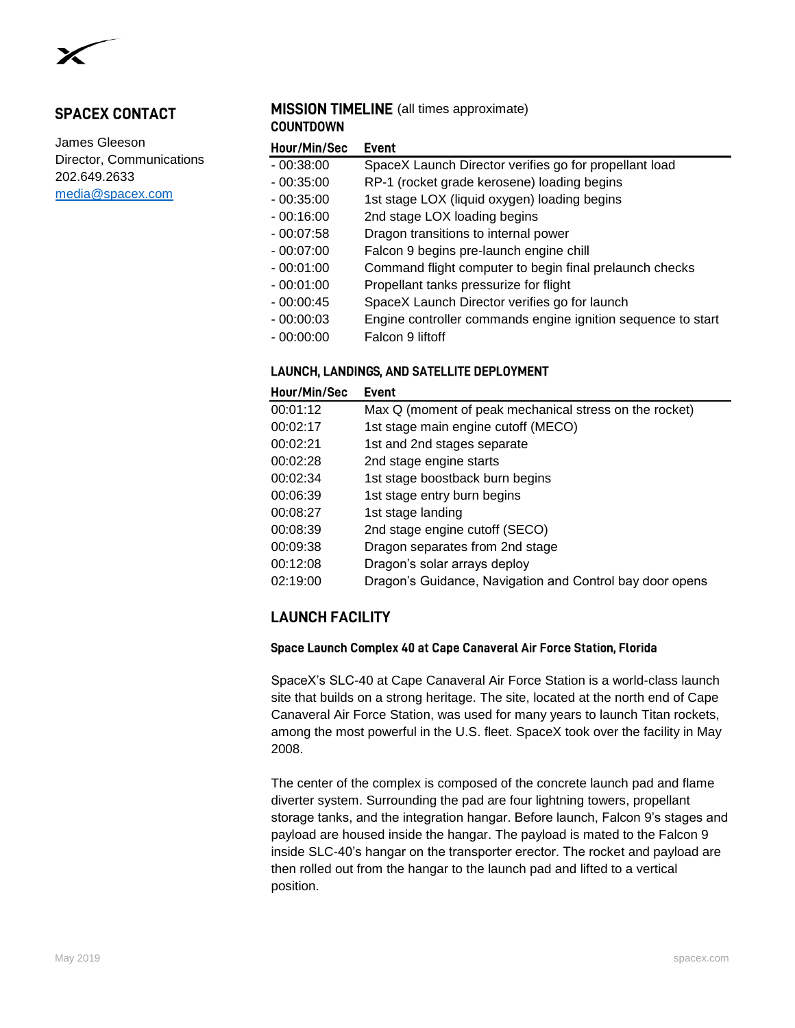## SPACEX CONTACT

James Gleeson
Director, Communications
202.649.2633
media@spacex.com

## MISSION TIMELINE (all times approximate)

### COUNTDOWN

| Hour/Min/Sec | Event |
|---|---|
| - 00:38:00 | SpaceX Launch Director verifies go for propellant load |
| - 00:35:00 | RP-1 (rocket grade kerosene) loading begins |
| - 00:35:00 | 1st stage LOX (liquid oxygen) loading begins |
| - 00:16:00 | 2nd stage LOX loading begins |
| - 00:07:58 | Dragon transitions to internal power |
| - 00:07:00 | Falcon 9 begins pre-launch engine chill |
| - 00:01:00 | Command flight computer to begin final prelaunch checks |
| - 00:01:00 | Propellant tanks pressurize for flight |
| - 00:00:45 | SpaceX Launch Director verifies go for launch |
| - 00:00:03 | Engine controller commands engine ignition sequence to start |
| - 00:00:00 | Falcon 9 liftoff |

### LAUNCH, LANDINGS, AND SATELLITE DEPLOYMENT

| Hour/Min/Sec | Event |
|---|---|
| 00:01:12 | Max Q (moment of peak mechanical stress on the rocket) |
| 00:02:17 | 1st stage main engine cutoff (MECO) |
| 00:02:21 | 1st and 2nd stages separate |
| 00:02:28 | 2nd stage engine starts |
| 00:02:34 | 1st stage boostback burn begins |
| 00:06:39 | 1st stage entry burn begins |
| 00:08:27 | 1st stage landing |
| 00:08:39 | 2nd stage engine cutoff (SECO) |
| 00:09:38 | Dragon separates from 2nd stage |
| 00:12:08 | Dragon's solar arrays deploy |
| 02:19:00 | Dragon's Guidance, Navigation and Control bay door opens |

## LAUNCH FACILITY

### Space Launch Complex 40 at Cape Canaveral Air Force Station, Florida

SpaceX's SLC-40 at Cape Canaveral Air Force Station is a world-class launch site that builds on a strong heritage. The site, located at the north end of Cape Canaveral Air Force Station, was used for many years to launch Titan rockets, among the most powerful in the U.S. fleet. SpaceX took over the facility in May 2008.

The center of the complex is composed of the concrete launch pad and flame diverter system. Surrounding the pad are four lightning towers, propellant storage tanks, and the integration hangar. Before launch, Falcon 9's stages and payload are housed inside the hangar. The payload is mated to the Falcon 9 inside SLC-40's hangar on the transporter erector. The rocket and payload are then rolled out from the hangar to the launch pad and lifted to a vertical position.